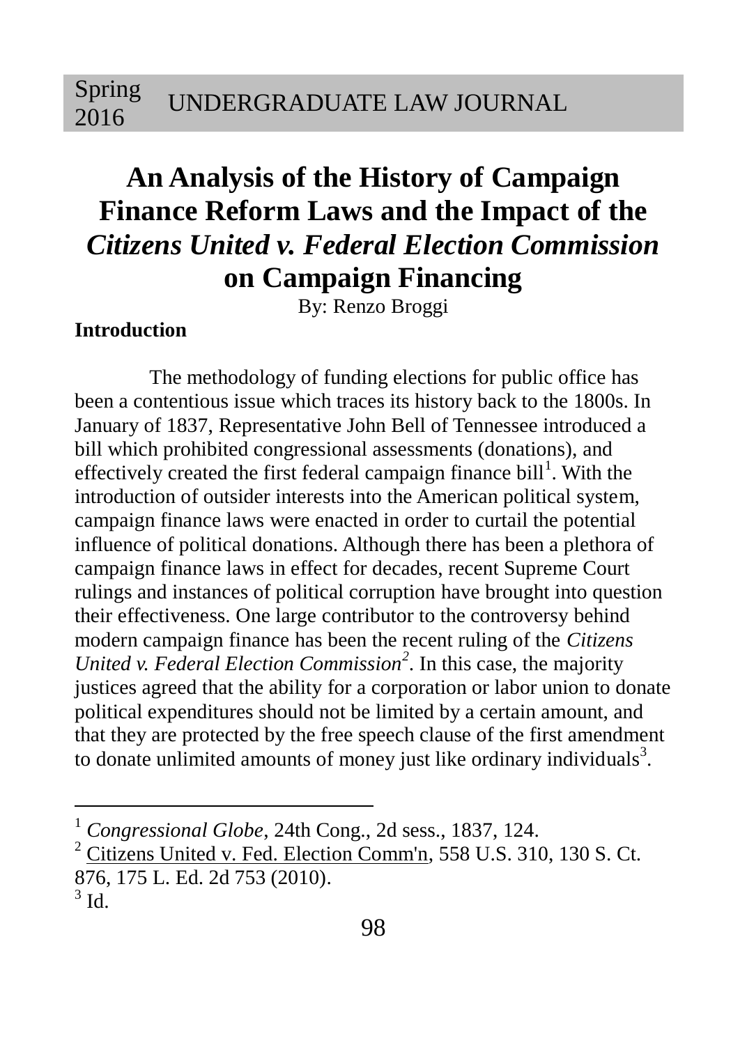# An Analysis of the History of Campaign Finance Reform Laws and the Impact of the *Citizens United v. Federal Election Commission* on Campaign Financing

By: Renzo Broggi

**Introduction**

The methodology of funding elections for public office has been a contentious issue which traces its history back to the 1800s. In January of 1837, Representative John Bell of Tennessee introduced a bill which prohibited congressional assessments (donations), and effectively created the first federal campaign finance bill[1]. With the introduction of outsider interests into the American political system, campaign finance laws were enacted in order to curtail the potential influence of political donations. Although there has been a plethora of campaign finance laws in effect for decades, recent Supreme Court rulings and instances of political corruption have brought into question their effectiveness. One large contributor to the controversy behind modern campaign finance has been the recent ruling of the *Citizens United v. Federal Election Commission*[2]. In this case, the majority justices agreed that the ability for a corporation or labor union to donate political expenditures should not be limited by a certain amount, and that they are protected by the free speech clause of the first amendment to donate unlimited amounts of money just like ordinary individuals[3].

---

[1] *Congressional Globe*, 24th Cong., 2d sess., 1837, 124.

[2] Citizens United v. Fed. Election Comm'n, 558 U.S. 310, 130 S. Ct. 876, 175 L. Ed. 2d 753 (2010).

[3] Id.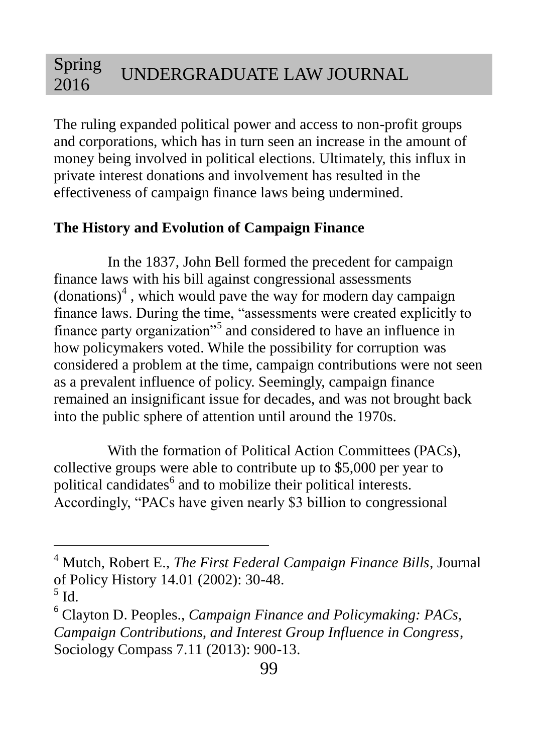The ruling expanded political power and access to non-profit groups and corporations, which has in turn seen an increase in the amount of money being involved in political elections. Ultimately, this influx in private interest donations and involvement has resulted in the effectiveness of campaign finance laws being undermined.

**The History and Evolution of Campaign Finance**

In the 1837, John Bell formed the precedent for campaign finance laws with his bill against congressional assessments (donations)[4] , which would pave the way for modern day campaign finance laws. During the time, "assessments were created explicitly to finance party organization"[5] and considered to have an influence in how policymakers voted. While the possibility for corruption was considered a problem at the time, campaign contributions were not seen as a prevalent influence of policy. Seemingly, campaign finance remained an insignificant issue for decades, and was not brought back into the public sphere of attention until around the 1970s.

With the formation of Political Action Committees (PACs), collective groups were able to contribute up to $5,000 per year to political candidates[6] and to mobilize their political interests. Accordingly, "PACs have given nearly $3 billion to congressional

---

[4] Mutch, Robert E., *The First Federal Campaign Finance Bills*, Journal of Policy History 14.01 (2002): 30-48.

[5] Id.

[6] Clayton D. Peoples., *Campaign Finance and Policymaking: PACs, Campaign Contributions, and Interest Group Influence in Congress*, Sociology Compass 7.11 (2013): 900-13.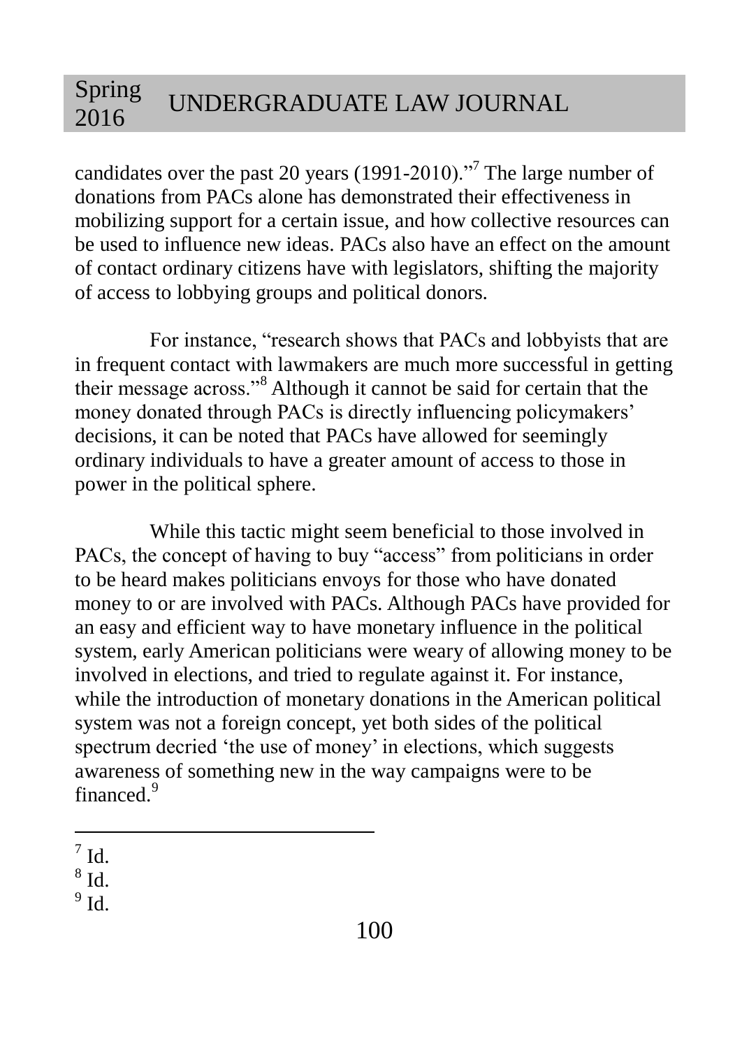candidates over the past 20 years (1991-2010)."[7] The large number of donations from PACs alone has demonstrated their effectiveness in mobilizing support for a certain issue, and how collective resources can be used to influence new ideas. PACs also have an effect on the amount of contact ordinary citizens have with legislators, shifting the majority of access to lobbying groups and political donors.

For instance, "research shows that PACs and lobbyists that are in frequent contact with lawmakers are much more successful in getting their message across."[8] Although it cannot be said for certain that the money donated through PACs is directly influencing policymakers' decisions, it can be noted that PACs have allowed for seemingly ordinary individuals to have a greater amount of access to those in power in the political sphere.

While this tactic might seem beneficial to those involved in PACs, the concept of having to buy "access" from politicians in order to be heard makes politicians envoys for those who have donated money to or are involved with PACs. Although PACs have provided for an easy and efficient way to have monetary influence in the political system, early American politicians were weary of allowing money to be involved in elections, and tried to regulate against it. For instance, while the introduction of monetary donations in the American political system was not a foreign concept, yet both sides of the political spectrum decried 'the use of money' in elections, which suggests awareness of something new in the way campaigns were to be financed.[9]

---

[7] Id.
[8] Id.
[9] Id.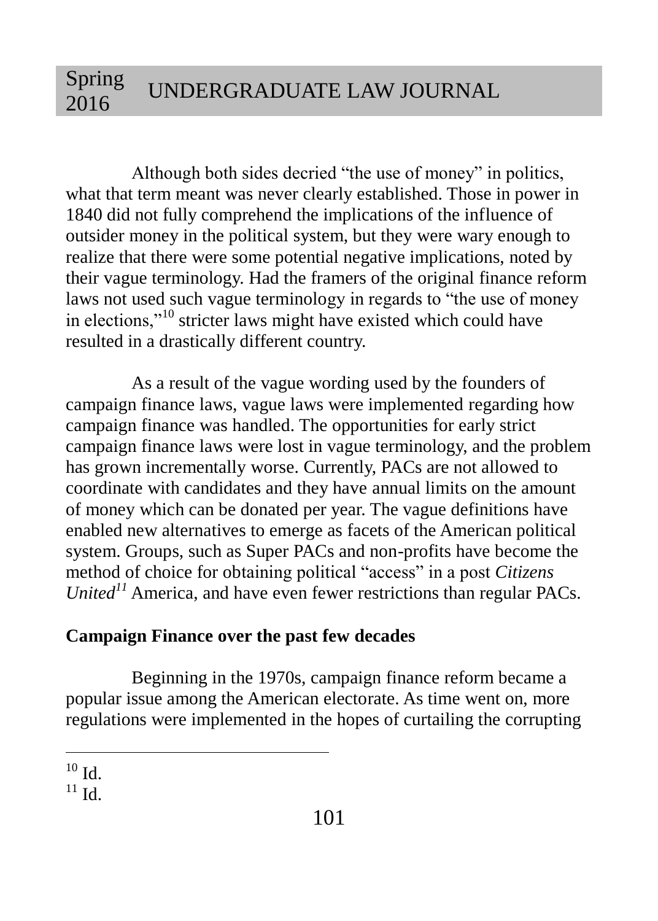Although both sides decried "the use of money" in politics, what that term meant was never clearly established. Those in power in 1840 did not fully comprehend the implications of the influence of outsider money in the political system, but they were wary enough to realize that there were some potential negative implications, noted by their vague terminology. Had the framers of the original finance reform laws not used such vague terminology in regards to "the use of money in elections,"[10] stricter laws might have existed which could have resulted in a drastically different country.

As a result of the vague wording used by the founders of campaign finance laws, vague laws were implemented regarding how campaign finance was handled. The opportunities for early strict campaign finance laws were lost in vague terminology, and the problem has grown incrementally worse. Currently, PACs are not allowed to coordinate with candidates and they have annual limits on the amount of money which can be donated per year. The vague definitions have enabled new alternatives to emerge as facets of the American political system. Groups, such as Super PACs and non-profits have become the method of choice for obtaining political "access" in a post *Citizens United*[11] America, and have even fewer restrictions than regular PACs.

**Campaign Finance over the past few decades**

Beginning in the 1970s, campaign finance reform became a popular issue among the American electorate. As time went on, more regulations were implemented in the hopes of curtailing the corrupting

---

[10] Id.
[11] Id.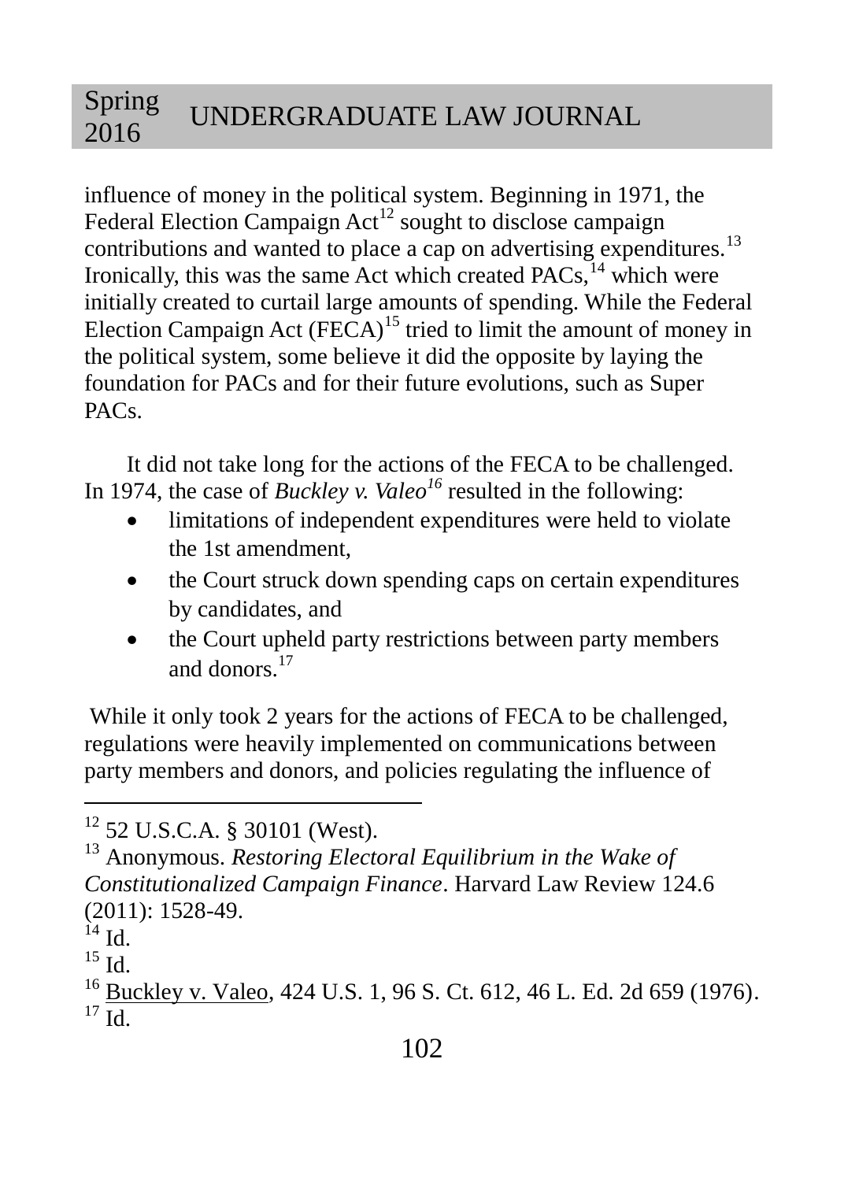influence of money in the political system. Beginning in 1971, the Federal Election Campaign Act[12] sought to disclose campaign contributions and wanted to place a cap on advertising expenditures.[13] Ironically, this was the same Act which created PACs,[14] which were initially created to curtail large amounts of spending. While the Federal Election Campaign Act (FECA)[15] tried to limit the amount of money in the political system, some believe it did the opposite by laying the foundation for PACs and for their future evolutions, such as Super PACs.

It did not take long for the actions of the FECA to be challenged. In 1974, the case of *Buckley v. Valeo*[16] resulted in the following:

- limitations of independent expenditures were held to violate the 1st amendment,
- the Court struck down spending caps on certain expenditures by candidates, and
- the Court upheld party restrictions between party members and donors.[17]

While it only took 2 years for the actions of FECA to be challenged, regulations were heavily implemented on communications between party members and donors, and policies regulating the influence of

---

[12] 52 U.S.C.A. § 30101 (West).

[13] Anonymous. *Restoring Electoral Equilibrium in the Wake of Constitutionalized Campaign Finance*. Harvard Law Review 124.6 (2011): 1528-49.

[14] Id.

[15] Id.

[16] Buckley v. Valeo, 424 U.S. 1, 96 S. Ct. 612, 46 L. Ed. 2d 659 (1976).

[17] Id.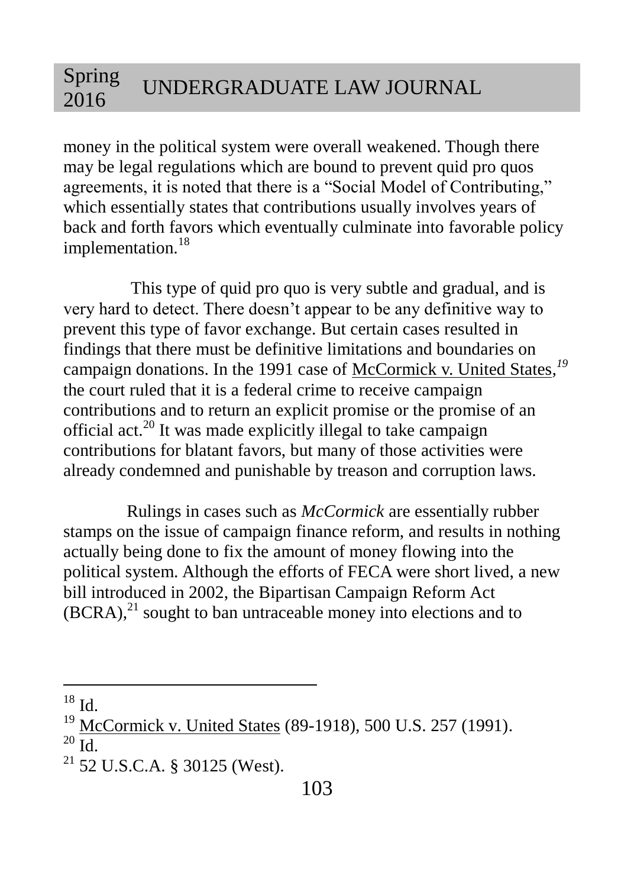money in the political system were overall weakened. Though there may be legal regulations which are bound to prevent quid pro quos agreements, it is noted that there is a "Social Model of Contributing," which essentially states that contributions usually involves years of back and forth favors which eventually culminate into favorable policy implementation.[18]

This type of quid pro quo is very subtle and gradual, and is very hard to detect. There doesn't appear to be any definitive way to prevent this type of favor exchange. But certain cases resulted in findings that there must be definitive limitations and boundaries on campaign donations. In the 1991 case of McCormick v. United States,[19] the court ruled that it is a federal crime to receive campaign contributions and to return an explicit promise or the promise of an official act.[20] It was made explicitly illegal to take campaign contributions for blatant favors, but many of those activities were already condemned and punishable by treason and corruption laws.

Rulings in cases such as *McCormick* are essentially rubber stamps on the issue of campaign finance reform, and results in nothing actually being done to fix the amount of money flowing into the political system. Although the efforts of FECA were short lived, a new bill introduced in 2002, the Bipartisan Campaign Reform Act (BCRA),[21] sought to ban untraceable money into elections and to

---

[18] Id.

[19] McCormick v. United States (89-1918), 500 U.S. 257 (1991).

[20] Id.

[21] 52 U.S.C.A. § 30125 (West).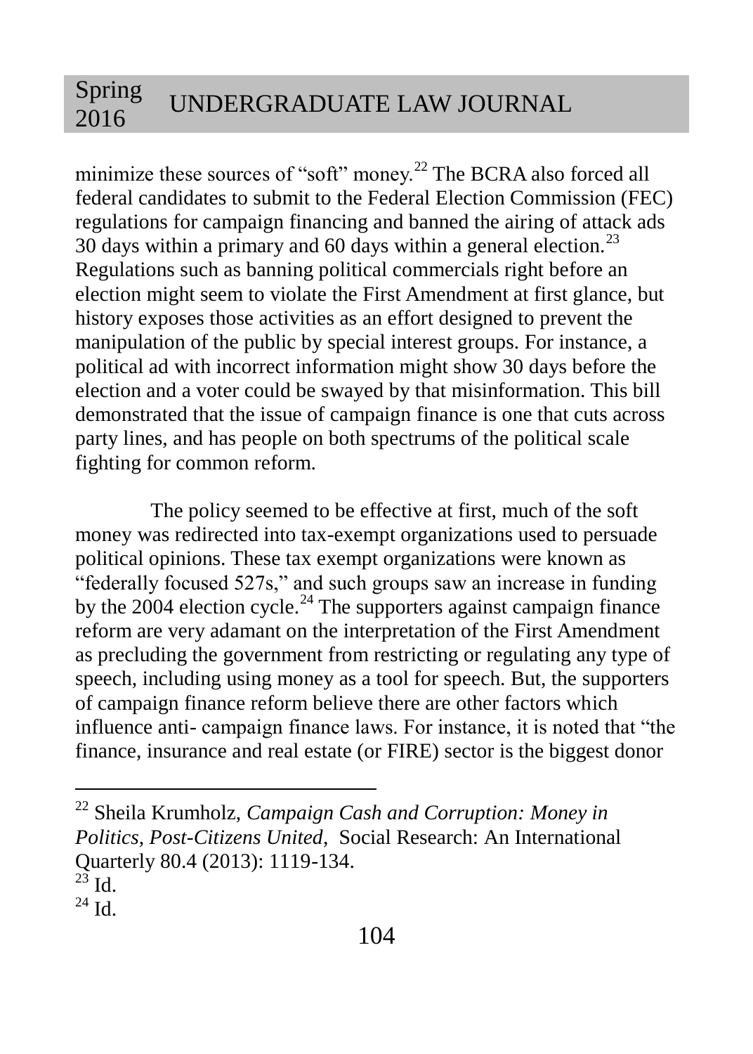minimize these sources of "soft" money.[22] The BCRA also forced all federal candidates to submit to the Federal Election Commission (FEC) regulations for campaign financing and banned the airing of attack ads 30 days within a primary and 60 days within a general election.[23] Regulations such as banning political commercials right before an election might seem to violate the First Amendment at first glance, but history exposes those activities as an effort designed to prevent the manipulation of the public by special interest groups. For instance, a political ad with incorrect information might show 30 days before the election and a voter could be swayed by that misinformation. This bill demonstrated that the issue of campaign finance is one that cuts across party lines, and has people on both spectrums of the political scale fighting for common reform.

The policy seemed to be effective at first, much of the soft money was redirected into tax-exempt organizations used to persuade political opinions. These tax exempt organizations were known as "federally focused 527s," and such groups saw an increase in funding by the 2004 election cycle.[24] The supporters against campaign finance reform are very adamant on the interpretation of the First Amendment as precluding the government from restricting or regulating any type of speech, including using money as a tool for speech. But, the supporters of campaign finance reform believe there are other factors which influence anti- campaign finance laws. For instance, it is noted that "the finance, insurance and real estate (or FIRE) sector is the biggest donor

---

[22] Sheila Krumholz, *Campaign Cash and Corruption: Money in Politics, Post-Citizens United*, Social Research: An International Quarterly 80.4 (2013): 1119-134.

[23] Id.

[24] Id.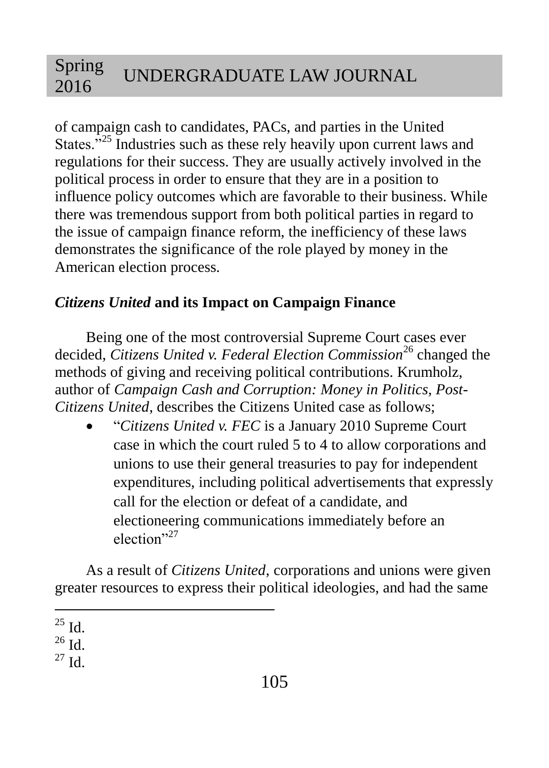of campaign cash to candidates, PACs, and parties in the United States."[25] Industries such as these rely heavily upon current laws and regulations for their success. They are usually actively involved in the political process in order to ensure that they are in a position to influence policy outcomes which are favorable to their business. While there was tremendous support from both political parties in regard to the issue of campaign finance reform, the inefficiency of these laws demonstrates the significance of the role played by money in the American election process.

### *Citizens United* and its Impact on Campaign Finance

Being one of the most controversial Supreme Court cases ever decided, *Citizens United v. Federal Election Commission*[26] changed the methods of giving and receiving political contributions. Krumholz, author of *Campaign Cash and Corruption: Money in Politics, Post-Citizens United*, describes the Citizens United case as follows;

- "*Citizens United v. FEC* is a January 2010 Supreme Court case in which the court ruled 5 to 4 to allow corporations and unions to use their general treasuries to pay for independent expenditures, including political advertisements that expressly call for the election or defeat of a candidate, and electioneering communications immediately before an election"[27]

As a result of *Citizens United*, corporations and unions were given greater resources to express their political ideologies, and had the same

---

[25] Id.
[26] Id.
[27] Id.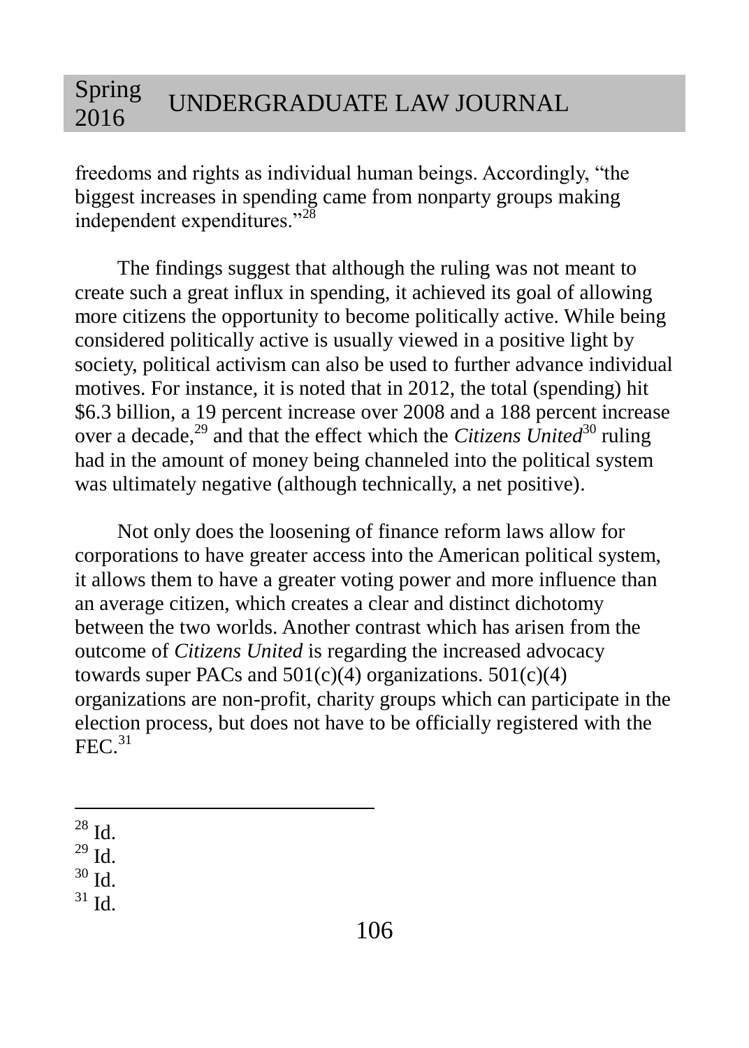freedoms and rights as individual human beings. Accordingly, "the biggest increases in spending came from nonparty groups making independent expenditures."[28]

The findings suggest that although the ruling was not meant to create such a great influx in spending, it achieved its goal of allowing more citizens the opportunity to become politically active. While being considered politically active is usually viewed in a positive light by society, political activism can also be used to further advance individual motives. For instance, it is noted that in 2012, the total (spending) hit \$6.3 billion, a 19 percent increase over 2008 and a 188 percent increase over a decade,[29] and that the effect which the *Citizens United*[30] ruling had in the amount of money being channeled into the political system was ultimately negative (although technically, a net positive).

Not only does the loosening of finance reform laws allow for corporations to have greater access into the American political system, it allows them to have a greater voting power and more influence than an average citizen, which creates a clear and distinct dichotomy between the two worlds. Another contrast which has arisen from the outcome of *Citizens United* is regarding the increased advocacy towards super PACs and 501(c)(4) organizations. 501(c)(4) organizations are non-profit, charity groups which can participate in the election process, but does not have to be officially registered with the FEC.[31]

---

[28] Id.
[29] Id.
[30] Id.
[31] Id.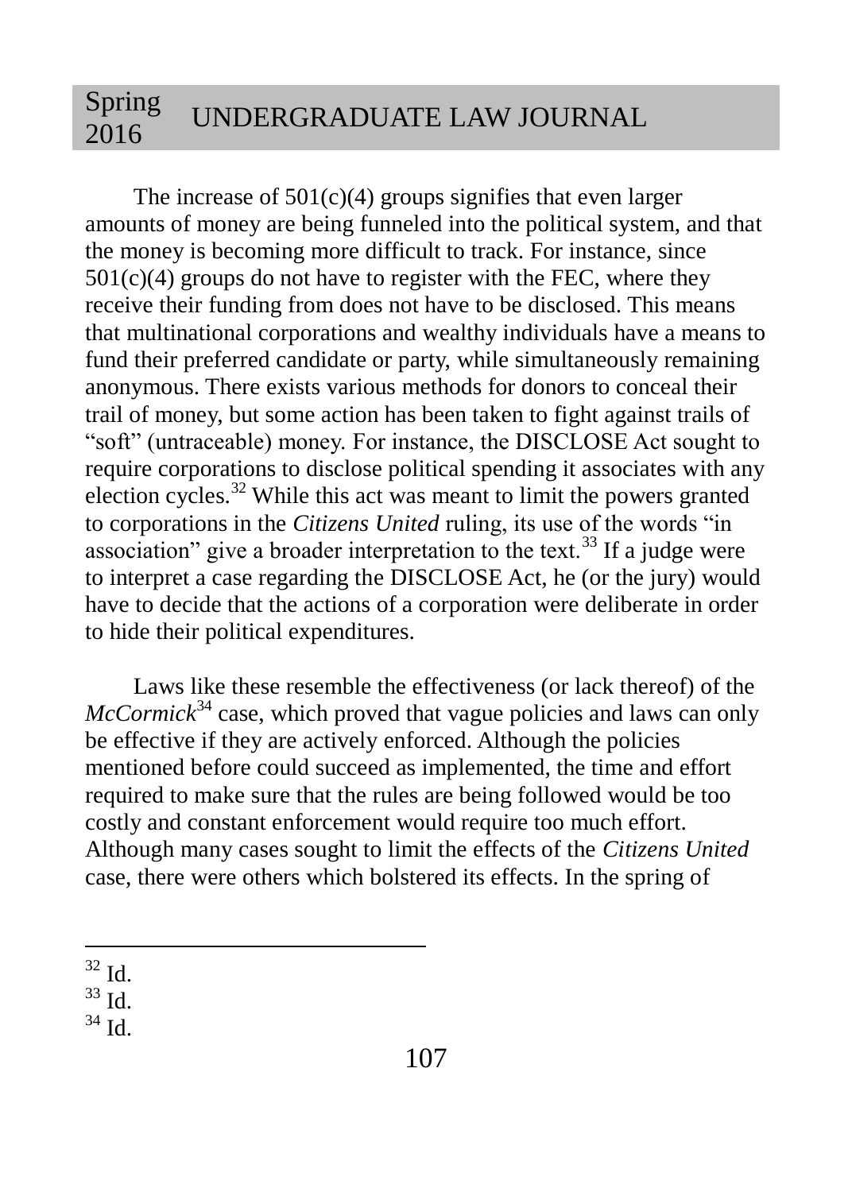The increase of 501(c)(4) groups signifies that even larger amounts of money are being funneled into the political system, and that the money is becoming more difficult to track. For instance, since 501(c)(4) groups do not have to register with the FEC, where they receive their funding from does not have to be disclosed. This means that multinational corporations and wealthy individuals have a means to fund their preferred candidate or party, while simultaneously remaining anonymous. There exists various methods for donors to conceal their trail of money, but some action has been taken to fight against trails of "soft" (untraceable) money. For instance, the DISCLOSE Act sought to require corporations to disclose political spending it associates with any election cycles.[32] While this act was meant to limit the powers granted to corporations in the *Citizens United* ruling, its use of the words "in association" give a broader interpretation to the text.[33] If a judge were to interpret a case regarding the DISCLOSE Act, he (or the jury) would have to decide that the actions of a corporation were deliberate in order to hide their political expenditures.

Laws like these resemble the effectiveness (or lack thereof) of the *McCormick*[34] case, which proved that vague policies and laws can only be effective if they are actively enforced. Although the policies mentioned before could succeed as implemented, the time and effort required to make sure that the rules are being followed would be too costly and constant enforcement would require too much effort. Although many cases sought to limit the effects of the *Citizens United* case, there were others which bolstered its effects. In the spring of

---

[32] Id.

[33] Id.

[34] Id.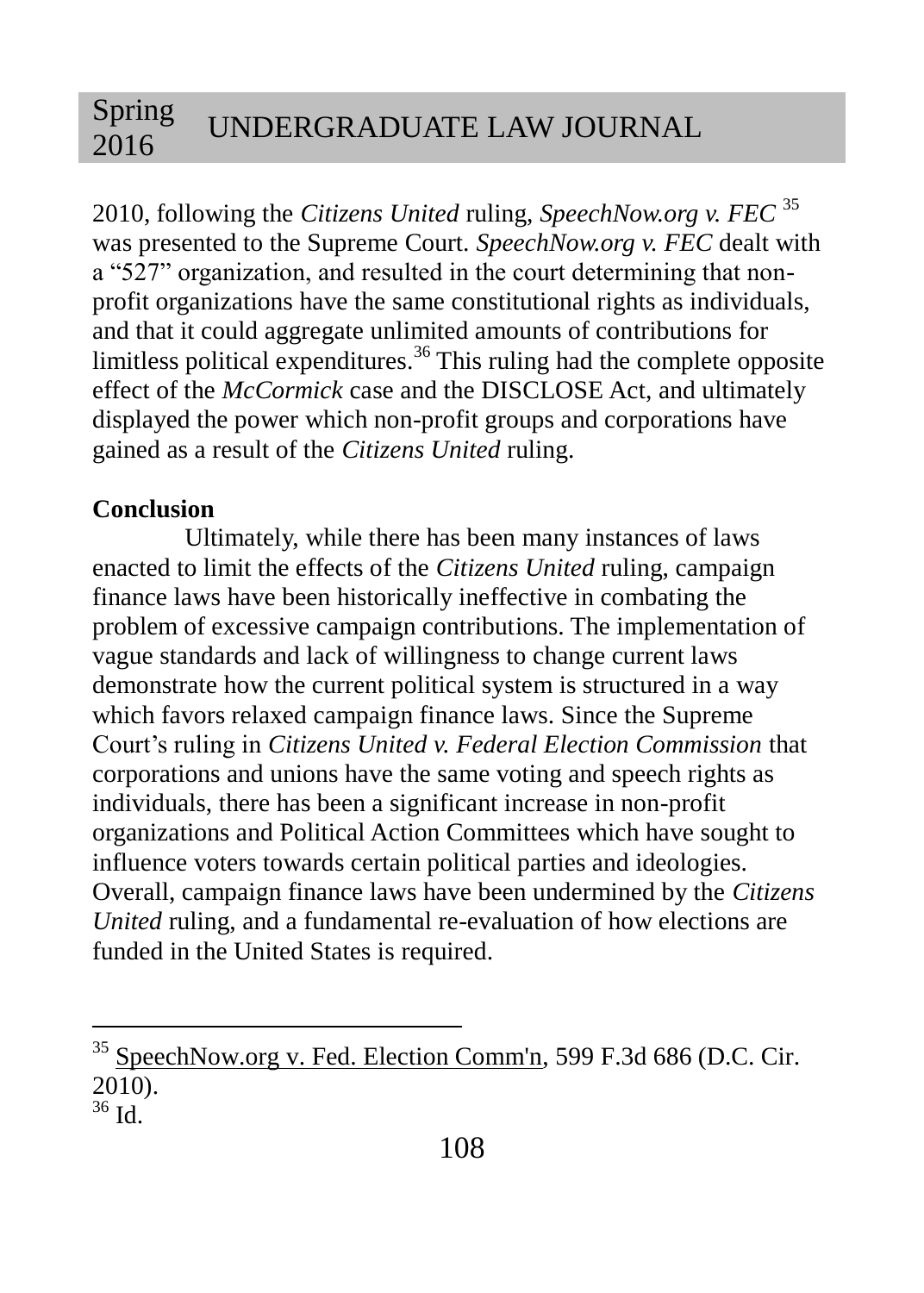2010, following the *Citizens United* ruling, *SpeechNow.org v. FEC* [35] was presented to the Supreme Court. *SpeechNow.org v. FEC* dealt with a "527" organization, and resulted in the court determining that non-profit organizations have the same constitutional rights as individuals, and that it could aggregate unlimited amounts of contributions for limitless political expenditures.[36] This ruling had the complete opposite effect of the *McCormick* case and the DISCLOSE Act, and ultimately displayed the power which non-profit groups and corporations have gained as a result of the *Citizens United* ruling.

**Conclusion**

Ultimately, while there has been many instances of laws enacted to limit the effects of the *Citizens United* ruling, campaign finance laws have been historically ineffective in combating the problem of excessive campaign contributions. The implementation of vague standards and lack of willingness to change current laws demonstrate how the current political system is structured in a way which favors relaxed campaign finance laws. Since the Supreme Court's ruling in *Citizens United v. Federal Election Commission* that corporations and unions have the same voting and speech rights as individuals, there has been a significant increase in non-profit organizations and Political Action Committees which have sought to influence voters towards certain political parties and ideologies. Overall, campaign finance laws have been undermined by the *Citizens United* ruling, and a fundamental re-evaluation of how elections are funded in the United States is required.

---

[35] SpeechNow.org v. Fed. Election Comm'n, 599 F.3d 686 (D.C. Cir. 2010).

[36] Id.